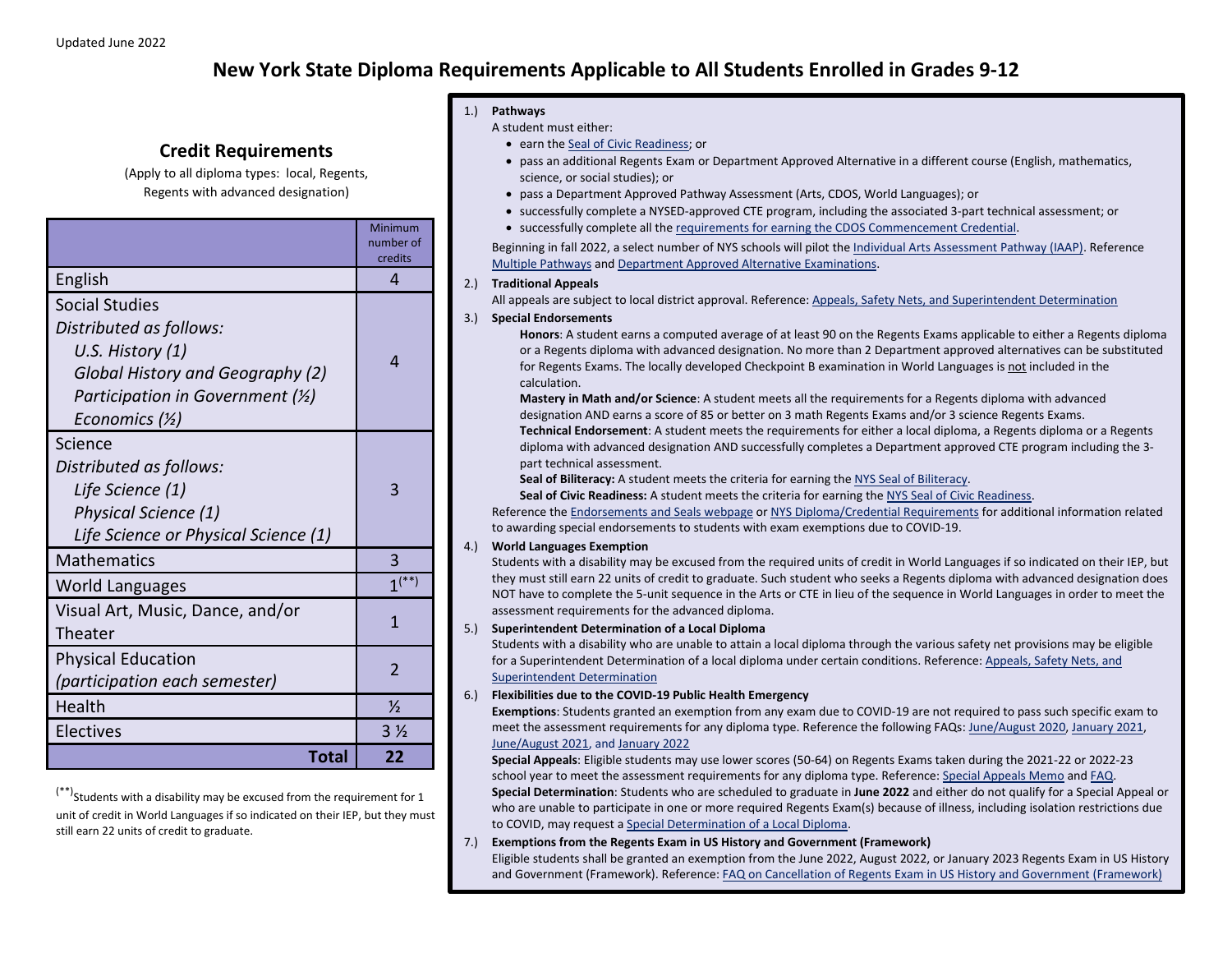Updated June 2022

# New York State Diploma Requirements Applicable to All Students Enrolled in Grades 9-12

## Credit Requirements

(Apply to all diploma types: local, Regents, Regents with advanced designation)

| | Minimum number of credits |
|---|---|
| English | 4 |
| Social Studies<br>*Distributed as follows:*<br>*U.S. History (1)*<br>*Global History and Geography (2)*<br>*Participation in Government (½)*<br>*Economics (½)* | 4 |
| Science<br>*Distributed as follows:*<br>*Life Science (1)*<br>*Physical Science (1)*<br>*Life Science or Physical Science (1)* | 3 |
| Mathematics | 3 |
| World Languages | 1(**) |
| Visual Art, Music, Dance, and/or Theater | 1 |
| Physical Education<br>*(participation each semester)* | 2 |
| Health | ½ |
| Electives | 3 ½ |
| **Total** | **22** |

(**)Students with a disability may be excused from the requirement for 1 unit of credit in World Languages if so indicated on their IEP, but they must still earn 22 units of credit to graduate.

1.) **Pathways**

A student must either:

- earn the Seal of Civic Readiness; or
- pass an additional Regents Exam or Department Approved Alternative in a different course (English, mathematics, science, or social studies); or
- pass a Department Approved Pathway Assessment (Arts, CDOS, World Languages); or
- successfully complete a NYSED-approved CTE program, including the associated 3-part technical assessment; or
- successfully complete all the requirements for earning the CDOS Commencement Credential.

Beginning in fall 2022, a select number of NYS schools will pilot the Individual Arts Assessment Pathway (IAAP). Reference Multiple Pathways and Department Approved Alternative Examinations.

2.) **Traditional Appeals**

All appeals are subject to local district approval. Reference: Appeals, Safety Nets, and Superintendent Determination

3.) **Special Endorsements**

**Honors**: A student earns a computed average of at least 90 on the Regents Exams applicable to either a Regents diploma or a Regents diploma with advanced designation. No more than 2 Department approved alternatives can be substituted for Regents Exams. The locally developed Checkpoint B examination in World Languages is not included in the calculation.

**Mastery in Math and/or Science**: A student meets all the requirements for a Regents diploma with advanced designation AND earns a score of 85 or better on 3 math Regents Exams and/or 3 science Regents Exams.

**Technical Endorsement**: A student meets the requirements for either a local diploma, a Regents diploma or a Regents diploma with advanced designation AND successfully completes a Department approved CTE program including the 3-part technical assessment.

**Seal of Biliteracy:** A student meets the criteria for earning the NYS Seal of Biliteracy.

**Seal of Civic Readiness:** A student meets the criteria for earning the NYS Seal of Civic Readiness.

Reference the Endorsements and Seals webpage or NYS Diploma/Credential Requirements for additional information related to awarding special endorsements to students with exam exemptions due to COVID-19.

4.) **World Languages Exemption**

Students with a disability may be excused from the required units of credit in World Languages if so indicated on their IEP, but they must still earn 22 units of credit to graduate. Such student who seeks a Regents diploma with advanced designation does NOT have to complete the 5-unit sequence in the Arts or CTE in lieu of the sequence in World Languages in order to meet the assessment requirements for the advanced diploma.

5.) **Superintendent Determination of a Local Diploma**

Students with a disability who are unable to attain a local diploma through the various safety net provisions may be eligible for a Superintendent Determination of a local diploma under certain conditions. Reference: Appeals, Safety Nets, and Superintendent Determination

6.) **Flexibilities due to the COVID-19 Public Health Emergency**

**Exemptions**: Students granted an exemption from any exam due to COVID-19 are not required to pass such specific exam to meet the assessment requirements for any diploma type. Reference the following FAQs: June/August 2020, January 2021, June/August 2021, and January 2022

**Special Appeals**: Eligible students may use lower scores (50-64) on Regents Exams taken during the 2021-22 or 2022-23 school year to meet the assessment requirements for any diploma type. Reference: Special Appeals Memo and FAQ.

**Special Determination**: Students who are scheduled to graduate in **June 2022** and either do not qualify for a Special Appeal or who are unable to participate in one or more required Regents Exam(s) because of illness, including isolation restrictions due to COVID, may request a Special Determination of a Local Diploma.

7.) **Exemptions from the Regents Exam in US History and Government (Framework)**

Eligible students shall be granted an exemption from the June 2022, August 2022, or January 2023 Regents Exam in US History and Government (Framework). Reference: FAQ on Cancellation of Regents Exam in US History and Government (Framework)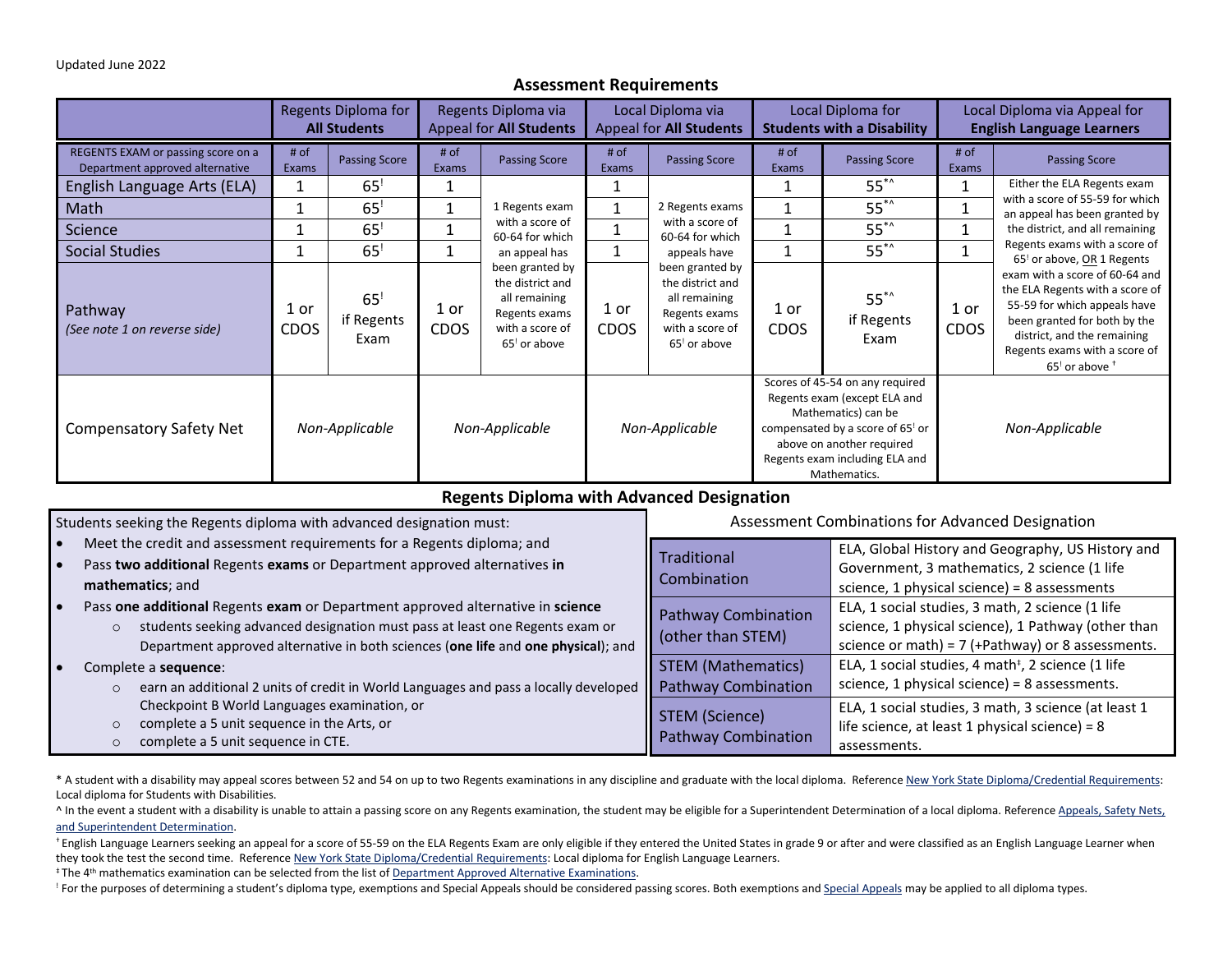Updated June 2022

## Assessment Requirements

| | Regents Diploma for **All Students** | | Regents Diploma via Appeal for **All Students** | | Local Diploma via Appeal for **All Students** | | Local Diploma for **Students with a Disability** | | Local Diploma via Appeal for **English Language Learners** | |
|---|---|---|---|---|---|---|---|---|---|---|
| REGENTS EXAM or passing score on a Department approved alternative | # of Exams | Passing Score | # of Exams | Passing Score | # of Exams | Passing Score | # of Exams | Passing Score | # of Exams | Passing Score |
| English Language Arts (ELA) | 1 | 65[ǀ] | 1 | 1 Regents exam with a score of 60-64 for which an appeal has been granted by the district and all remaining Regents exams with a score of 65[ǀ] or above | 1 | 2 Regents exams with a score of 60-64 for which appeals have been granted by the district and all remaining Regents exams with a score of 65[ǀ] or above | 1 | 55[*^] | 1 | Either the ELA Regents exam with a score of 55-59 for which an appeal has been granted by the district, and all remaining Regents exams with a score of 65[ǀ] or above, OR 1 Regents exam with a score of 60-64 and the ELA Regents with a score of 55-59 for which appeals have been granted for both by the district, and the remaining Regents exams with a score of 65[ǀ] or above [†] |
| Math | 1 | 65[ǀ] | 1 | | 1 | | 1 | 55[*^] | 1 | |
| Science | 1 | 65[ǀ] | 1 | | 1 | | 1 | 55[*^] | 1 | |
| Social Studies | 1 | 65[ǀ] | 1 | | 1 | | 1 | 55[*^] | 1 | |
| Pathway *(See note 1 on reverse side)* | 1 or CDOS | 65[ǀ] if Regents Exam | 1 or CDOS | | 1 or CDOS | | 1 or CDOS | 55[*^] if Regents Exam | 1 or CDOS | |
| Compensatory Safety Net | *Non-Applicable* | | *Non-Applicable* | | *Non-Applicable* | | Scores of 45-54 on any required Regents exam (except ELA and Mathematics) can be compensated by a score of 65[ǀ] or above on another required Regents exam including ELA and Mathematics. | | *Non-Applicable* | |

## Regents Diploma with Advanced Designation

Students seeking the Regents diploma with advanced designation must:

- Meet the credit and assessment requirements for a Regents diploma; and
- Pass **two additional** Regents **exams** or Department approved alternatives **in mathematics**; and
- Pass **one additional** Regents **exam** or Department approved alternative in **science**
  - students seeking advanced designation must pass at least one Regents exam or Department approved alternative in both sciences (**one life** and **one physical**); and
- Complete a **sequence**:
  - earn an additional 2 units of credit in World Languages and pass a locally developed Checkpoint B World Languages examination, or
  - complete a 5 unit sequence in the Arts, or
  - complete a 5 unit sequence in CTE.

### Assessment Combinations for Advanced Designation

| | |
|---|---|
| Traditional Combination | ELA, Global History and Geography, US History and Government, 3 mathematics, 2 science (1 life science, 1 physical science) = 8 assessments |
| Pathway Combination (other than STEM) | ELA, 1 social studies, 3 math, 2 science (1 life science, 1 physical science), 1 Pathway (other than science or math) = 7 (+Pathway) or 8 assessments. |
| STEM (Mathematics) Pathway Combination | ELA, 1 social studies, 4 math[‡], 2 science (1 life science, 1 physical science) = 8 assessments. |
| STEM (Science) Pathway Combination | ELA, 1 social studies, 3 math, 3 science (at least 1 life science, at least 1 physical science) = 8 assessments. |

\* A student with a disability may appeal scores between 52 and 54 on up to two Regents examinations in any discipline and graduate with the local diploma. Reference New York State Diploma/Credential Requirements: Local diploma for Students with Disabilities.

^ In the event a student with a disability is unable to attain a passing score on any Regents examination, the student may be eligible for a Superintendent Determination of a local diploma. Reference Appeals, Safety Nets, and Superintendent Determination.

† English Language Learners seeking an appeal for a score of 55-59 on the ELA Regents Exam are only eligible if they entered the United States in grade 9 or after and were classified as an English Language Learner when they took the test the second time. Reference New York State Diploma/Credential Requirements: Local diploma for English Language Learners.

‡ The 4th mathematics examination can be selected from the list of Department Approved Alternative Examinations.

ǀ For the purposes of determining a student's diploma type, exemptions and Special Appeals should be considered passing scores. Both exemptions and Special Appeals may be applied to all diploma types.